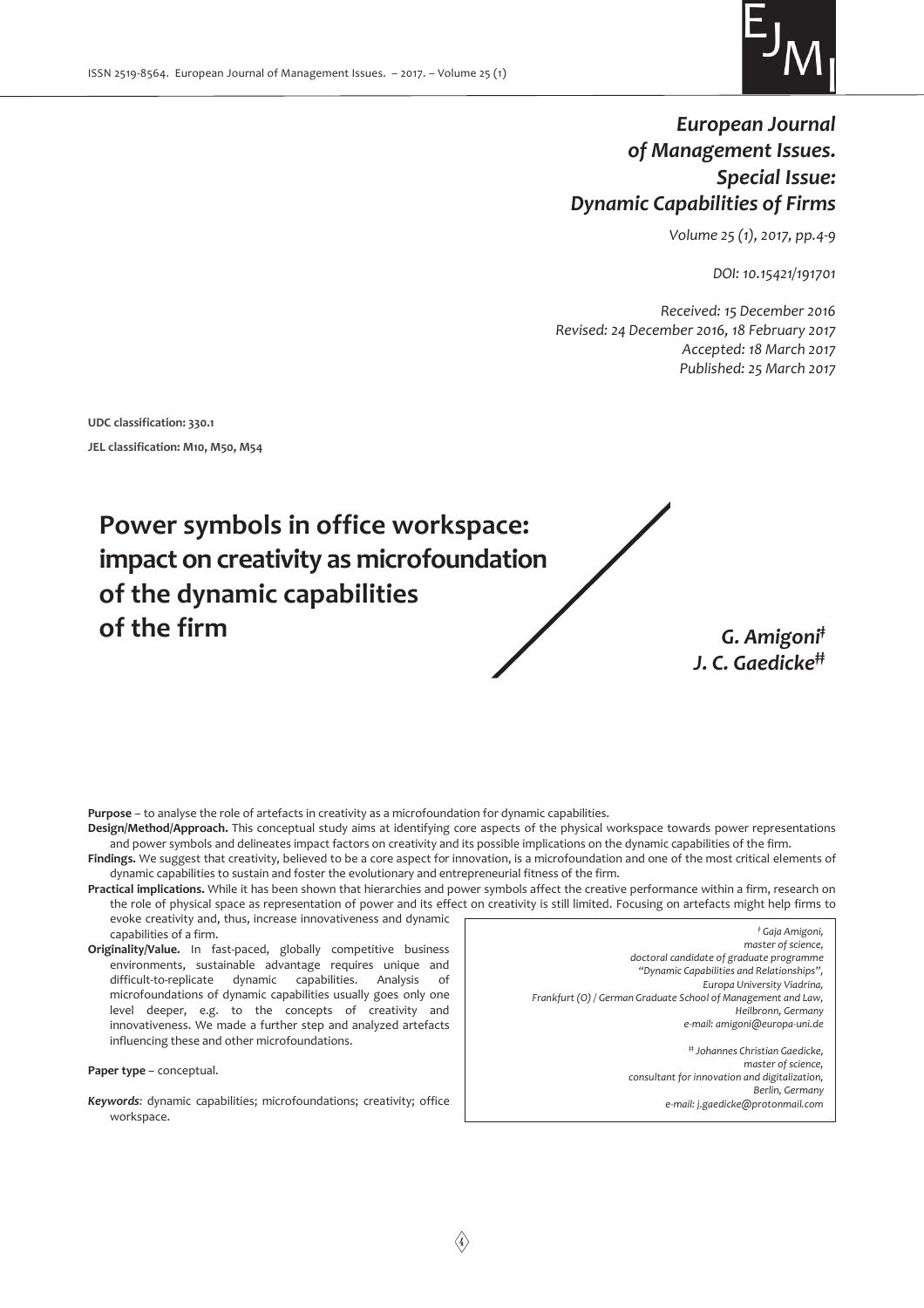*European Journal of Management Issues. Special Issue: Dynamic Capabilities of Firms*

*Volume 25 (1), 2017, pp.4-9*

*DOI: 10.15421/191701*

*Received: 15 December 2016*
*Revised: 24 December 2016, 18 February 2017*
*Accepted: 18 March 2017*
*Published: 25 March 2017*

**UDC classification: 330.1**

**JEL classification: M10, M50, M54**

# Power symbols in office workspace: impact on creativity as microfoundation of the dynamic capabilities of the firm

***G. Amigoni*[†]**
***J. C. Gaedicke*[‡]**

**Purpose** – to analyse the role of artefacts in creativity as a microfoundation for dynamic capabilities.

**Design/Method/Approach.** This conceptual study aims at identifying core aspects of the physical workspace towards power representations and power symbols and delineates impact factors on creativity and its possible implications on the dynamic capabilities of the firm.

**Findings.** We suggest that creativity, believed to be a core aspect for innovation, is a microfoundation and one of the most critical elements of dynamic capabilities to sustain and foster the evolutionary and entrepreneurial fitness of the firm.

**Practical implications.** While it has been shown that hierarchies and power symbols affect the creative performance within a firm, research on the role of physical space as representation of power and its effect on creativity is still limited. Focusing on artefacts might help firms to evoke creativity and, thus, increase innovativeness and dynamic capabilities of a firm.

**Originality/Value.** In fast-paced, globally competitive business environments, sustainable advantage requires unique and difficult-to-replicate dynamic capabilities. Analysis of microfoundations of dynamic capabilities usually goes only one level deeper, e.g. to the concepts of creativity and innovativeness. We made a further step and analyzed artefacts influencing these and other microfoundations.

**Paper type** – conceptual.

***Keywords**:* dynamic capabilities; microfoundations; creativity; office workspace.

---

*[†] Gaja Amigoni, master of science, doctoral candidate of graduate programme "Dynamic Capabilities and Relationships", Europa University Viadrina, Frankfurt (O) / German Graduate School of Management and Law, Heilbronn, Germany*
*e-mail: amigoni@europa-uni.de*

*[‡] Johannes Christian Gaedicke, master of science, consultant for innovation and digitalization, Berlin, Germany*
*e-mail: j.gaedicke@protonmail.com*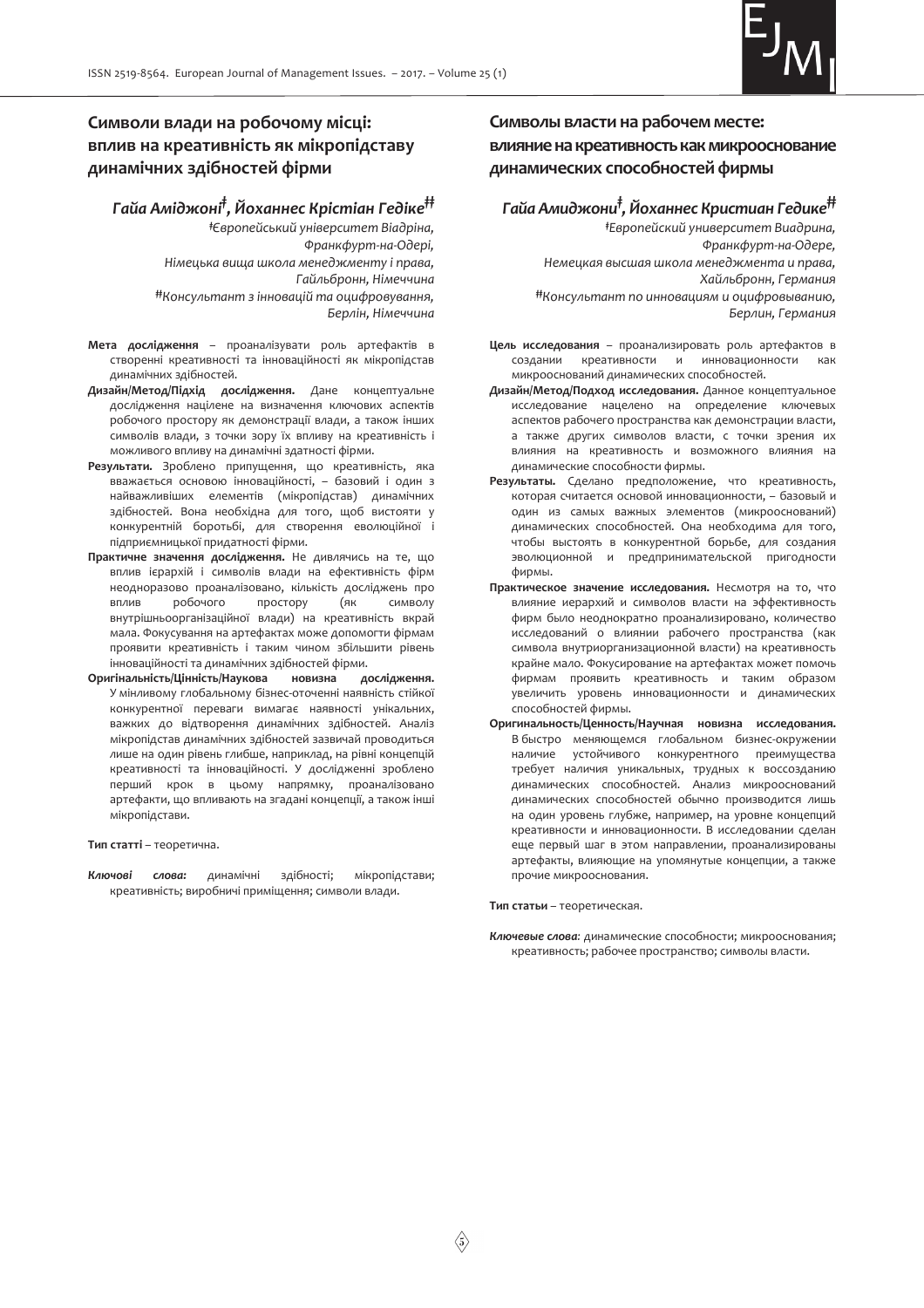## Символи влади на робочому місці: вплив на креативність як мікропідставу динамічних здібностей фірми

### *Гайа Аміджоні[‡], Йоханнес Крістіан Гедіке[‡‡]*

*[‡]Європейський університет Віадріна, Франкфурт-на-Одері, Німецька вища школа менеджменту і права, Гайльбронн, Німеччина*

*[‡‡]Консультант з інновацій та оцифровування, Берлін, Німеччина*

**Мета дослідження** – проаналізувати роль артефактів в створенні креативності та інноваційності як мікропідстав динамічних здібностей.

**Дизайн/Метод/Підхід дослідження.** Дане концептуальне дослідження націлене на визначення ключових аспектів робочого простору як демонстрації влади, а також інших символів влади, з точки зору їх впливу на креативність і можливого впливу на динамічні здатності фірми.

**Результати.** Зроблено припущення, що креативність, яка вважається основою інноваційності, – базовий і один з найважливіших елементів (мікропідстав) динамічних здібностей. Вона необхідна для того, щоб вистояти у конкурентній боротьбі, для створення еволюційної і підприємницької придатності фірми.

**Практичне значення дослідження.** Не дивлячись на те, що вплив ієрархій і символів влади на ефективність фірм неодноразово проаналізовано, кількість досліджень про вплив робочого простору (як символу внутрішньоорганізаційної влади) на креативність вкрай мала. Фокусування на артефактах може допомогти фірмам проявити креативність і таким чином збільшити рівень інноваційності та динамічних здібностей фірми.

**Оригінальність/Цінність/Наукова новизна дослідження.** У мінливому глобальному бізнес-оточенні наявність стійкої конкурентної переваги вимагає наявності унікальних, важких до відтворення динамічних здібностей. Аналіз мікропідстав динамічних здібностей зазвичай проводиться лише на один рівень глибше, наприклад, на рівні концепцій креативності та інноваційності. У дослідженні зроблено перший крок в цьому напрямку, проаналізовано артефакти, що впливають на згадані концепції, а також інші мікропідстави.

**Тип статті** – теоретична.

***Ключові слова:*** динамічні здібності; мікропідстави; креативність; виробничі приміщення; символи влади.

## Символы власти на рабочем месте: влияние на креативность как микрооснование динамических способностей фирмы

### *Гайа Амиджони[‡], Йоханнес Кристиан Гедике[‡‡]*

*[‡]Европейский университет Виадрина, Франкфурт-на-Одере, Немецкая высшая школа менеджмента и права, Хайльбронн, Германия*

*[‡‡]Консультант по инновациям и оцифровыванию, Берлин, Германия*

**Цель исследования** – проанализировать роль артефактов в создании креативности и инновационности как микрооснований динамических способностей.

**Дизайн/Метод/Подход исследования.** Данное концептуальное исследование нацелено на определение ключевых аспектов рабочего пространства как демонстрации власти, а также других символов власти, с точки зрения их влияния на креативность и возможного влияния на динамические способности фирмы.

**Результаты.** Сделано предположение, что креативность, которая считается основой инновационности, – базовый и один из самых важных элементов (микрооснований) динамических способностей. Она необходима для того, чтобы выстоять в конкурентной борьбе, для создания эволюционной и предпринимательской пригодности фирмы.

**Практическое значение исследования.** Несмотря на то, что влияние иерархий и символов власти на эффективность фирм было неоднократно проанализировано, количество исследований о влиянии рабочего пространства (как символа внутриорганизационной власти) на креативность крайне мало. Фокусирование на артефактах может помочь фирмам проявить креативность и таким образом увеличить уровень инновационности и динамических способностей фирмы.

**Оригинальность/Ценность/Научная новизна исследования.** В быстро меняющемся глобальном бизнес-окружении наличие устойчивого конкурентного преимущества требует наличия уникальных, трудных к воссозданию динамических способностей. Анализ микрооснований динамических способностей обычно производится лишь на один уровень глубже, например, на уровне концепций креативности и инновационности. В исследовании сделан еще первый шаг в этом направлении, проанализированы артефакты, влияющие на упомянутые концепции, а также прочие микрооснования.

**Тип статьи** – теоретическая.

***Ключевые слова:*** динамические способности; микрооснования; креативность; рабочее пространство; символы власти.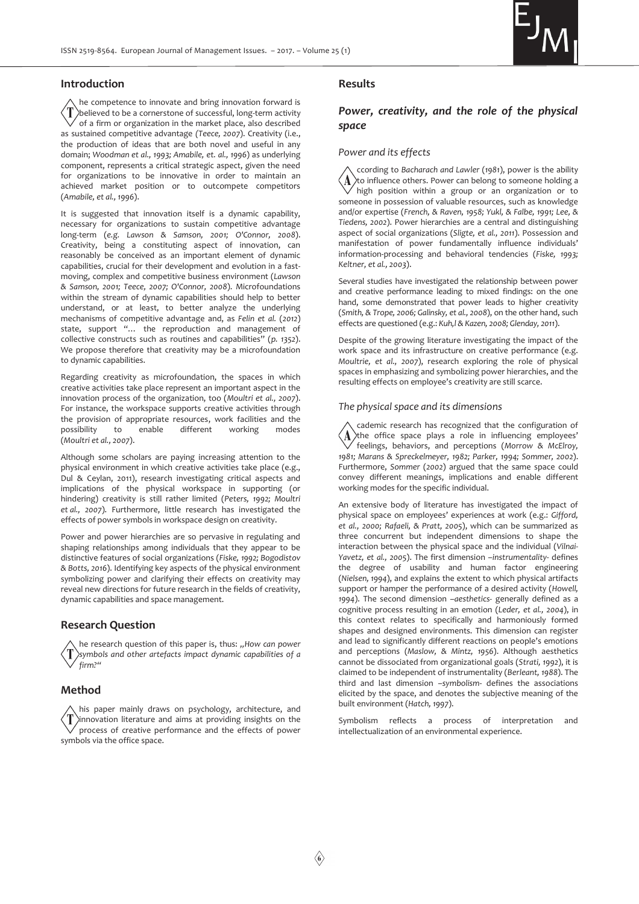## Introduction

The competence to innovate and bring innovation forward is believed to be a cornerstone of successful, long-term activity of a firm or organization in the market place, also described as sustained competitive advantage (*Teece, 2007*). Creativity (i.e., the production of ideas that are both novel and useful in any domain; *Woodman et al., 1993; Amabile, et. al., 1996*) as underlying component, represents a critical strategic aspect, given the need for organizations to be innovative in order to maintain an achieved market position or to outcompete competitors (*Amabile, et al., 1996*).

It is suggested that innovation itself is a dynamic capability, necessary for organizations to sustain competitive advantage long-term (*e.g. Lawson & Samson, 2001; O'Connor, 2008*). Creativity, being a constituting aspect of innovation, can reasonably be conceived as an important element of dynamic capabilities, crucial for their development and evolution in a fast-moving, complex and competitive business environment (*Lawson & Samson, 2001; Teece, 2007; O'Connor, 2008*). Microfoundations within the stream of dynamic capabilities should help to better understand, or at least, to better analyze the underlying mechanisms of competitive advantage and, as *Felin et al.* (*2012*) state, support "… the reproduction and management of collective constructs such as routines and capabilities" (*p. 1352*). We propose therefore that creativity may be a microfoundation to dynamic capabilities.

Regarding creativity as microfoundation, the spaces in which creative activities take place represent an important aspect in the innovation process of the organization, too (*Moultri et al., 2007*). For instance, the workspace supports creative activities through the provision of appropriate resources, work facilities and the possibility to enable different working modes (*Moultri et al., 2007*).

Although some scholars are paying increasing attention to the physical environment in which creative activities take place (e.g., Dul & Ceylan, 2011), research investigating critical aspects and implications of the physical workspace in supporting (or hindering) creativity is still rather limited (*Peters, 1992; Moultri et al., 2007*). Furthermore, little research has investigated the effects of power symbols in workspace design on creativity.

Power and power hierarchies are so pervasive in regulating and shaping relationships among individuals that they appear to be distinctive features of social organizations (*Fiske, 1992; Bogodistov & Botts, 2016*). Identifying key aspects of the physical environment symbolizing power and clarifying their effects on creativity may reveal new directions for future research in the fields of creativity, dynamic capabilities and space management.

## Research Question

The research question of this paper is, thus: *„How can power symbols and other artefacts impact dynamic capabilities of a firm?"*

## Method

This paper mainly draws on psychology, architecture, and innovation literature and aims at providing insights on the process of creative performance and the effects of power symbols via the office space.

## Results

### *Power, creativity, and the role of the physical space*

#### *Power and its effects*

According to *Bacharach and Lawler* (*1981*), power is the ability to influence others. Power can belong to someone holding a high position within a group or an organization or to someone in possession of valuable resources, such as knowledge and/or expertise (*French, & Raven, 1958; Yukl, & Falbe, 1991; Lee, & Tiedens, 2002*). Power hierarchies are a central and distinguishing aspect of social organizations (*Sligte, et al., 2011*). Possession and manifestation of power fundamentally influence individuals' information-processing and behavioral tendencies (*Fiske, 1993; Keltner, et al., 2003*).

Several studies have investigated the relationship between power and creative performance leading to mixed findings: on the one hand, some demonstrated that power leads to higher creativity (*Smith, & Trope, 2006; Galinsky, et al., 2008*), on the other hand, such effects are questioned (e.g.: *Kuh,l & Kazen, 2008; Glenday, 2011*).

Despite of the growing literature investigating the impact of the work space and its infrastructure on creative performance (e.g. *Moultrie, et al., 2007*), research exploring the role of physical spaces in emphasizing and symbolizing power hierarchies, and the resulting effects on employee's creativity are still scarce.

#### *The physical space and its dimensions*

Academic research has recognized that the configuration of the office space plays a role in influencing employees' feelings, behaviors, and perceptions (*Morrow & McElroy, 1981; Marans & Spreckelmeyer, 1982; Parker, 1994; Sommer, 2002*). Furthermore, *Sommer* (*2002*) argued that the same space could convey different meanings, implications and enable different working modes for the specific individual.

An extensive body of literature has investigated the impact of physical space on employees' experiences at work (e.g.: *Gifford, et al., 2000; Rafaeli, & Pratt, 2005*), which can be summarized as three concurrent but independent dimensions to shape the interaction between the physical space and the individual (*Vilnai-Yavetz, et al., 2005*). The first dimension –*instrumentality*- defines the degree of usability and human factor engineering (*Nielsen, 1994*), and explains the extent to which physical artifacts support or hamper the performance of a desired activity (*Howell, 1994*). The second dimension –*aesthetics*- generally defined as a cognitive process resulting in an emotion (*Leder, et al., 2004*), in this context relates to specifically and harmoniously formed shapes and designed environments. This dimension can register and lead to significantly different reactions on people's emotions and perceptions (*Maslow, & Mintz, 1956*). Although aesthetics cannot be dissociated from organizational goals (*Strati, 1992*), it is claimed to be independent of instrumentality (*Berleant, 1988*). The third and last dimension –*symbolism*- defines the associations elicited by the space, and denotes the subjective meaning of the built environment (*Hatch, 1997*).

Symbolism reflects a process of interpretation and intellectualization of an environmental experience.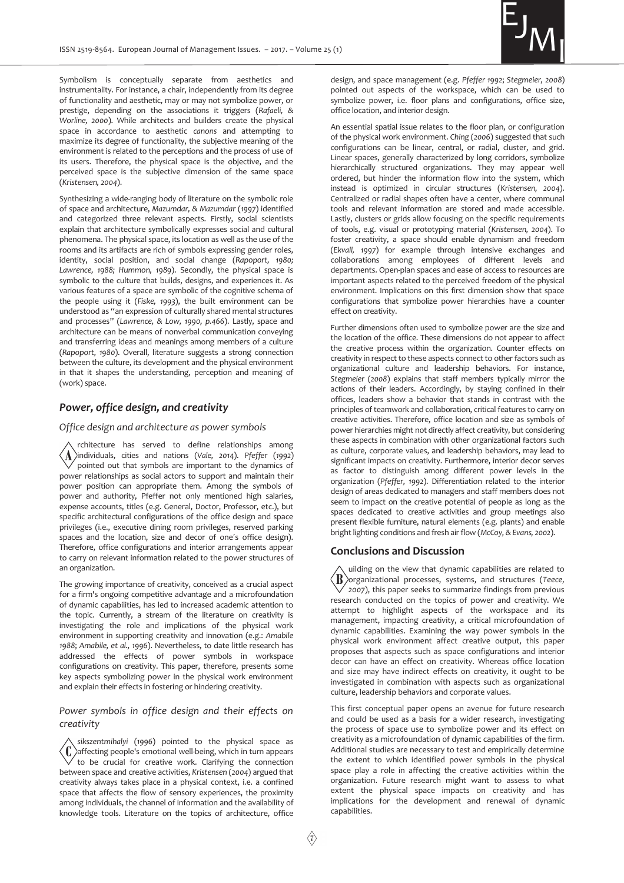Symbolism is conceptually separate from aesthetics and instrumentality. For instance, a chair, independently from its degree of functionality and aesthetic, may or may not symbolize power, or prestige, depending on the associations it triggers (*Rafaeli, & Worline, 2000*). While architects and builders create the physical space in accordance to aesthetic *canons* and attempting to maximize its degree of functionality, the subjective meaning of the environment is related to the perceptions and the process of use of its users. Therefore, the physical space is the objective, and the perceived space is the subjective dimension of the same space (*Kristensen, 2004*).

Synthesizing a wide-ranging body of literature on the symbolic role of space and architecture, *Mazumdar, & Mazumdar (1997)* identified and categorized three relevant aspects. Firstly, social scientists explain that architecture symbolically expresses social and cultural phenomena. The physical space, its location as well as the use of the rooms and its artifacts are rich of symbols expressing gender roles, identity, social position, and social change (*Rapoport, 1980; Lawrence, 1988; Hummon, 1989*). Secondly, the physical space is symbolic to the culture that builds, designs, and experiences it. As various features of a space are symbolic of the cognitive schema of the people using it (*Fiske, 1993*), the built environment can be understood as "an expression of culturally shared mental structures and processes" (*Lawrence, & Low, 1990, p.466*). Lastly, space and architecture can be means of nonverbal communication conveying and transferring ideas and meanings among members of a culture (*Rapoport, 1980*). Overall, literature suggests a strong connection between the culture, its development and the physical environment in that it shapes the understanding, perception and meaning of (work) space.

## Power, office design, and creativity

### Office design and architecture as power symbols

Architecture has served to define relationships among individuals, cities and nations (*Vale, 2014*). *Pfeffer (1992)* pointed out that symbols are important to the dynamics of power relationships as social actors to support and maintain their power position can appropriate them. Among the symbols of power and authority, Pfeffer not only mentioned high salaries, expense accounts, titles (e.g. General, Doctor, Professor, etc.), but specific architectural configurations of the office design and space privileges (i.e., executive dining room privileges, reserved parking spaces and the location, size and decor of one´s office design). Therefore, office configurations and interior arrangements appear to carry on relevant information related to the power structures of an organization.

The growing importance of creativity, conceived as a crucial aspect for a firm's ongoing competitive advantage and a microfoundation of dynamic capabilities, has led to increased academic attention to the topic. Currently, a stream of the literature on creativity is investigating the role and implications of the physical work environment in supporting creativity and innovation (e.g.: *Amabile 1988*; *Amabile, et al., 1996*). Nevertheless, to date little research has addressed the effects of power symbols in workspace configurations on creativity. This paper, therefore, presents some key aspects symbolizing power in the physical work environment and explain their effects in fostering or hindering creativity.

### Power symbols in office design and their effects on creativity

*Csikszentmihalyi (1996)* pointed to the physical space as affecting people's emotional well-being, which in turn appears to be crucial for creative work. Clarifying the connection between space and creative activities, *Kristensen (2004)* argued that creativity always takes place in a physical context, i.e. a confined space that affects the flow of sensory experiences, the proximity among individuals, the channel of information and the availability of knowledge tools. Literature on the topics of architecture, office design, and space management (e.g. *Pfeffer 1992*; *Stegmeier, 2008*) pointed out aspects of the workspace, which can be used to symbolize power, i.e. floor plans and configurations, office size, office location, and interior design.

An essential spatial issue relates to the floor plan, or configuration of the physical work environment. *Ching (2006)* suggested that such configurations can be linear, central, or radial, cluster, and grid. Linear spaces, generally characterized by long corridors, symbolize hierarchically structured organizations. They may appear well ordered, but hinder the information flow into the system, which instead is optimized in circular structures (*Kristensen, 2004*). Centralized or radial shapes often have a center, where communal tools and relevant information are stored and made accessible. Lastly, clusters or grids allow focusing on the specific requirements of tools, e.g. visual or prototyping material (*Kristensen, 2004*). To foster creativity, a space should enable dynamism and freedom (*Ekvall, 1997*) for example through intensive exchanges and collaborations among employees of different levels and departments. Open-plan spaces and ease of access to resources are important aspects related to the perceived freedom of the physical environment. Implications on this first dimension show that space configurations that symbolize power hierarchies have a counter effect on creativity.

Further dimensions often used to symbolize power are the size and the location of the office. These dimensions do not appear to affect the creative process within the organization. Counter effects on creativity in respect to these aspects connect to other factors such as organizational culture and leadership behaviors. For instance, *Stegmeier (2008)* explains that staff members typically mirror the actions of their leaders. Accordingly, by staying confined in their offices, leaders show a behavior that stands in contrast with the principles of teamwork and collaboration, critical features to carry on creative activities. Therefore, office location and size as symbols of power hierarchies might not directly affect creativity, but considering these aspects in combination with other organizational factors such as culture, corporate values, and leadership behaviors, may lead to significant impacts on creativity. Furthermore, interior decor serves as factor to distinguish among different power levels in the organization (*Pfeffer, 1992*). Differentiation related to the interior design of areas dedicated to managers and staff members does not seem to impact on the creative potential of people as long as the spaces dedicated to creative activities and group meetings also present flexible furniture, natural elements (e.g. plants) and enable bright lighting conditions and fresh air flow (*McCoy, & Evans, 2002*).

## Conclusions and Discussion

Building on the view that dynamic capabilities are related to organizational processes, systems, and structures (*Teece, 2007*), this paper seeks to summarize findings from previous research conducted on the topics of power and creativity. We attempt to highlight aspects of the workspace and its management, impacting creativity, a critical microfoundation of dynamic capabilities. Examining the way power symbols in the physical work environment affect creative output, this paper proposes that aspects such as space configurations and interior decor can have an effect on creativity. Whereas office location and size may have indirect effects on creativity, it ought to be investigated in combination with aspects such as organizational culture, leadership behaviors and corporate values.

This first conceptual paper opens an avenue for future research and could be used as a basis for a wider research, investigating the process of space use to symbolize power and its effect on creativity as a microfoundation of dynamic capabilities of the firm. Additional studies are necessary to test and empirically determine the extent to which identified power symbols in the physical space play a role in affecting the creative activities within the organization. Future research might want to assess to what extent the physical space impacts on creativity and has implications for the development and renewal of dynamic capabilities.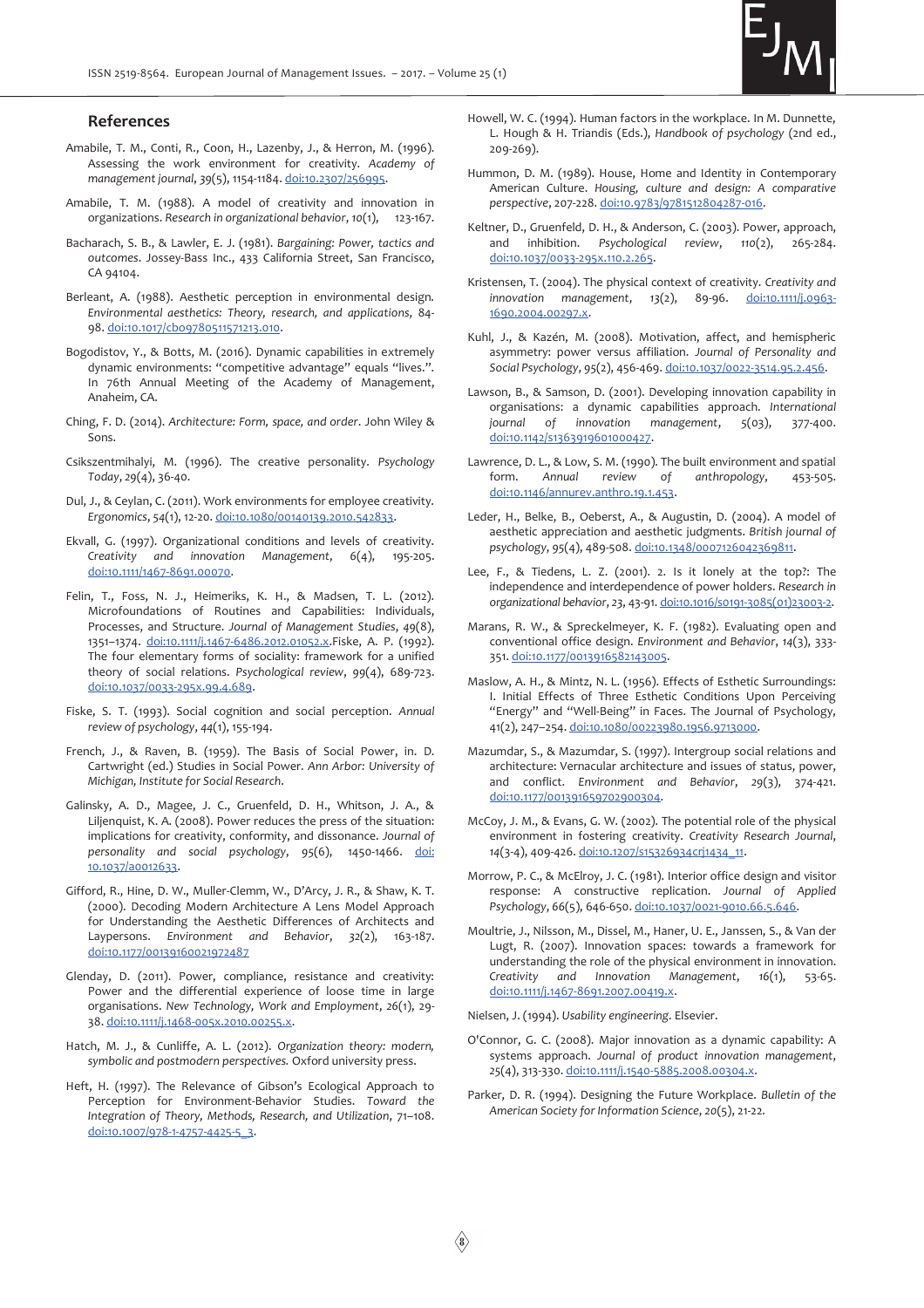## References

Amabile, T. M., Conti, R., Coon, H., Lazenby, J., & Herron, M. (1996). Assessing the work environment for creativity. *Academy of management journal*, *39*(5), 1154-1184. doi:10.2307/256995.

Amabile, T. M. (1988). A model of creativity and innovation in organizations. *Research in organizational behavior*, *10*(1), 123-167.

Bacharach, S. B., & Lawler, E. J. (1981). *Bargaining: Power, tactics and outcomes*. Jossey-Bass Inc., 433 California Street, San Francisco, CA 94104.

Berleant, A. (1988). Aesthetic perception in environmental design. *Environmental aesthetics: Theory, research, and applications*, 84-98. doi:10.1017/cbo9780511571213.010.

Bogodistov, Y., & Botts, M. (2016). Dynamic capabilities in extremely dynamic environments: "competitive advantage" equals "lives.". In 76th Annual Meeting of the Academy of Management, Anaheim, CA.

Ching, F. D. (2014). *Architecture: Form, space, and order*. John Wiley & Sons.

Csikszentmihalyi, M. (1996). The creative personality. *Psychology Today*, 29(4), 36-40.

Dul, J., & Ceylan, C. (2011). Work environments for employee creativity. *Ergonomics*, *54*(1), 12-20. doi:10.1080/00140139.2010.542833.

Ekvall, G. (1997). Organizational conditions and levels of creativity. *Creativity and innovation Management*, *6*(4), 195-205. doi:10.1111/1467-8691.00070.

Felin, T., Foss, N. J., Heimeriks, K. H., & Madsen, T. L. (2012). Microfoundations of Routines and Capabilities: Individuals, Processes, and Structure. *Journal of Management Studies*, *49*(8), 1351–1374. doi:10.1111/j.1467-6486.2012.01052.x.Fiske, A. P. (1992). The four elementary forms of sociality: framework for a unified theory of social relations. *Psychological review*, *99*(4), 689-723. doi:10.1037/0033-295x.99.4.689.

Fiske, S. T. (1993). Social cognition and social perception. *Annual review of psychology*, *44*(1), 155-194.

French, J., & Raven, B. (1959). The Basis of Social Power, in. D. Cartwright (ed.) Studies in Social Power. *Ann Arbor: University of Michigan, Institute for Social Research*.

Galinsky, A. D., Magee, J. C., Gruenfeld, D. H., Whitson, J. A., & Liljenquist, K. A. (2008). Power reduces the press of the situation: implications for creativity, conformity, and dissonance. *Journal of personality and social psychology*, *95*(6), 1450-1466. doi:10.1037/a0012633.

Gifford, R., Hine, D. W., Muller-Clemm, W., D'Arcy, J. R., & Shaw, K. T. (2000). Decoding Modern Architecture A Lens Model Approach for Understanding the Aesthetic Differences of Architects and Laypersons. *Environment and Behavior*, *32*(2), 163-187. doi:10.1177/00139160021972487

Glenday, D. (2011). Power, compliance, resistance and creativity: Power and the differential experience of loose time in large organisations. *New Technology, Work and Employment*, *26*(1), 29-38. doi:10.1111/j.1468-005x.2010.00255.x.

Hatch, M. J., & Cunliffe, A. L. (2012). *Organization theory: modern, symbolic and postmodern perspectives.* Oxford university press.

Heft, H. (1997). The Relevance of Gibson's Ecological Approach to Perception for Environment-Behavior Studies. *Toward the Integration of Theory, Methods, Research, and Utilization*, 71–108. doi:10.1007/978-1-4757-4425-5_3.

Howell, W. C. (1994). Human factors in the workplace. In M. Dunnette, L. Hough & H. Triandis (Eds.), *Handbook of psychology* (2nd ed., 209-269).

Hummon, D. M. (1989). House, Home and Identity in Contemporary American Culture. *Housing, culture and design: A comparative perspective*, 207-228. doi:10.9783/9781512804287-016.

Keltner, D., Gruenfeld, D. H., & Anderson, C. (2003). Power, approach, and inhibition. *Psychological review*, *110*(2), 265-284. doi:10.1037/0033-295x.110.2.265.

Kristensen, T. (2004). The physical context of creativity. *Creativity and innovation management*, *13*(2), 89-96. doi:10.1111/j.0963-1690.2004.00297.x.

Kuhl, J., & Kazén, M. (2008). Motivation, affect, and hemispheric asymmetry: power versus affiliation. *Journal of Personality and Social Psychology*, 95(2), 456-469. doi:10.1037/0022-3514.95.2.456.

Lawson, B., & Samson, D. (2001). Developing innovation capability in organisations: a dynamic capabilities approach. *International journal of innovation management*, 5(03), 377-400. doi:10.1142/s1363919601000427.

Lawrence, D. L., & Low, S. M. (1990). The built environment and spatial form. *Annual review of anthropology*, 453-505. doi:10.1146/annurev.anthro.19.1.453.

Leder, H., Belke, B., Oeberst, A., & Augustin, D. (2004). A model of aesthetic appreciation and aesthetic judgments. *British journal of psychology*, 95(4), 489-508. doi:10.1348/0007126042369811.

Lee, F., & Tiedens, L. Z. (2001). 2. Is it lonely at the top?: The independence and interdependence of power holders. *Research in organizational behavior*, *23*, 43-91. doi:10.1016/s0191-3085(01)23003-2.

Marans, R. W., & Spreckelmeyer, K. F. (1982). Evaluating open and conventional office design. *Environment and Behavior*, *14*(3), 333-351. doi:10.1177/0013916582143005.

Maslow, A. H., & Mintz, N. L. (1956). Effects of Esthetic Surroundings: I. Initial Effects of Three Esthetic Conditions Upon Perceiving "Energy" and "Well-Being" in Faces. The Journal of Psychology, 41(2), 247–254. doi:10.1080/00223980.1956.9713000.

Mazumdar, S., & Mazumdar, S. (1997). Intergroup social relations and architecture: Vernacular architecture and issues of status, power, and conflict. *Environment and Behavior*, *29*(3), 374-421. doi:10.1177/001391659702900304.

McCoy, J. M., & Evans, G. W. (2002). The potential role of the physical environment in fostering creativity. *Creativity Research Journal*, *14*(3-4), 409-426. doi:10.1207/s15326934crj1434_11.

Morrow, P. C., & McElroy, J. C. (1981). Interior office design and visitor response: A constructive replication. *Journal of Applied Psychology*, *66*(5), 646-650. doi:10.1037/0021-9010.66.5.646.

Moultrie, J., Nilsson, M., Dissel, M., Haner, U. E., Janssen, S., & Van der Lugt, R. (2007). Innovation spaces: towards a framework for understanding the role of the physical environment in innovation. *Creativity and Innovation Management*, *16*(1), 53-65. doi:10.1111/j.1467-8691.2007.00419.x.

Nielsen, J. (1994). *Usability engineering*. Elsevier.

O'Connor, G. C. (2008). Major innovation as a dynamic capability: A systems approach. *Journal of product innovation management*, 25(4), 313-330. doi:10.1111/j.1540-5885.2008.00304.x.

Parker, D. R. (1994). Designing the Future Workplace. *Bulletin of the American Society for Information Science*, *20*(5), 21-22.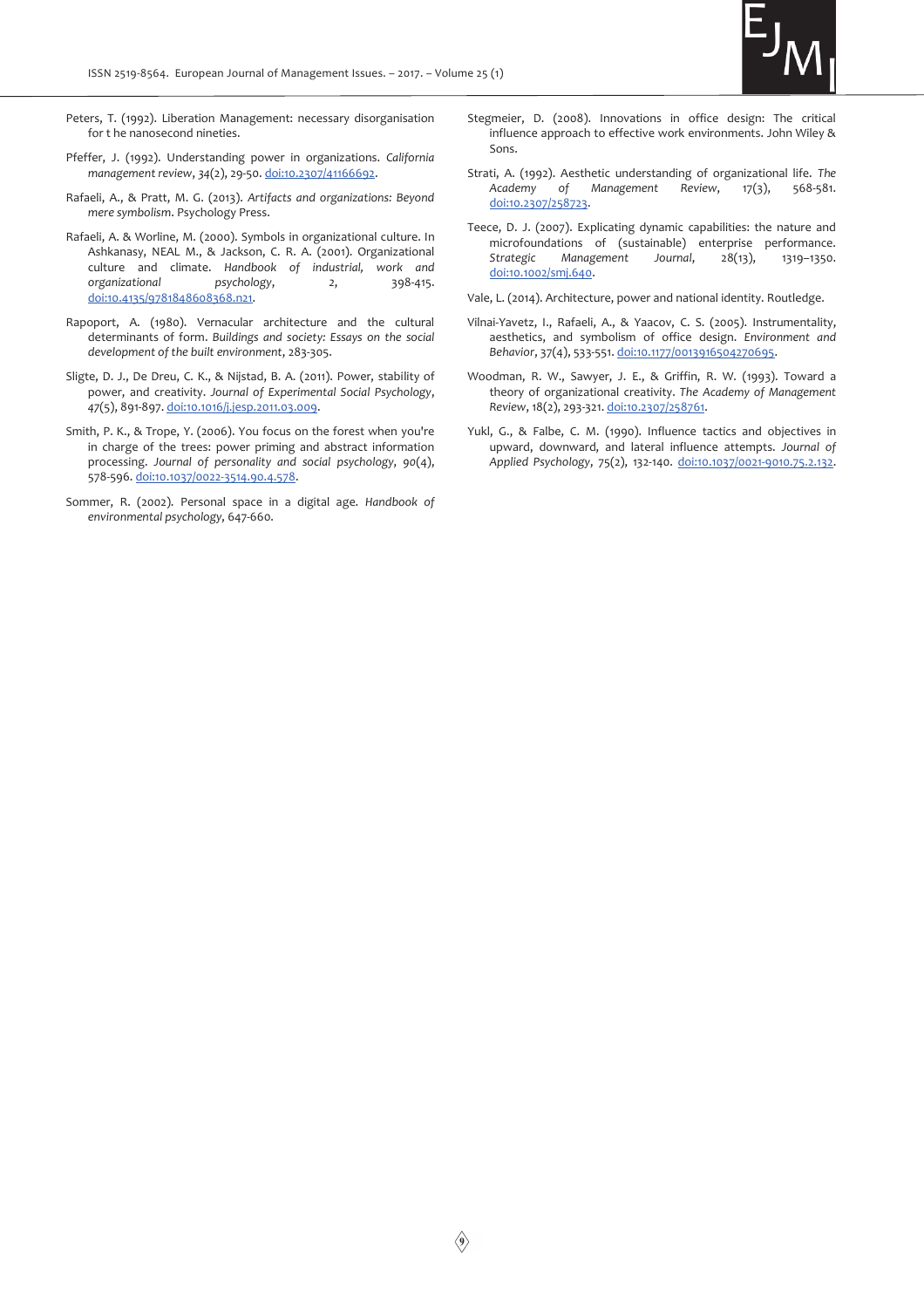Peters, T. (1992). Liberation Management: necessary disorganisation for t he nanosecond nineties.

Pfeffer, J. (1992). Understanding power in organizations. *California management review*, *34*(2), 29-50. doi:10.2307/41166692.

Rafaeli, A., & Pratt, M. G. (2013). *Artifacts and organizations: Beyond mere symbolism*. Psychology Press.

Rafaeli, A. & Worline, M. (2000). Symbols in organizational culture. In Ashkanasy, NEAL M., & Jackson, C. R. A. (2001). Organizational culture and climate. *Handbook of industrial, work and organizational psychology*, *2*, 398-415. doi:10.4135/9781848608368.n21.

Rapoport, A. (1980). Vernacular architecture and the cultural determinants of form. *Buildings and society: Essays on the social development of the built environment*, 283-305.

Sligte, D. J., De Dreu, C. K., & Nijstad, B. A. (2011). Power, stability of power, and creativity. *Journal of Experimental Social Psychology*, 47(5), 891-897. doi:10.1016/j.jesp.2011.03.009.

Smith, P. K., & Trope, Y. (2006). You focus on the forest when you're in charge of the trees: power priming and abstract information processing. *Journal of personality and social psychology*, *90*(4), 578-596. doi:10.1037/0022-3514.90.4.578.

Sommer, R. (2002). Personal space in a digital age. *Handbook of environmental psychology*, 647-660.

Stegmeier, D. (2008). Innovations in office design: The critical influence approach to effective work environments. John Wiley & Sons.

Strati, A. (1992). Aesthetic understanding of organizational life. *The Academy of Management Review*, 17(3), 568-581. doi:10.2307/258723.

Teece, D. J. (2007). Explicating dynamic capabilities: the nature and microfoundations of (sustainable) enterprise performance. *Strategic Management Journal*, 28(13), 1319–1350. doi:10.1002/smj.640.

Vale, L. (2014). Architecture, power and national identity. Routledge.

Vilnai-Yavetz, I., Rafaeli, A., & Yaacov, C. S. (2005). Instrumentality, aesthetics, and symbolism of office design. *Environment and Behavior*, 37(4), 533-551. doi:10.1177/0013916504270695.

Woodman, R. W., Sawyer, J. E., & Griffin, R. W. (1993). Toward a theory of organizational creativity. *The Academy of Management Review*, 18(2), 293-321. doi:10.2307/258761.

Yukl, G., & Falbe, C. M. (1990). Influence tactics and objectives in upward, downward, and lateral influence attempts. *Journal of Applied Psychology*, 75(2), 132-140. doi:10.1037/0021-9010.75.2.132.